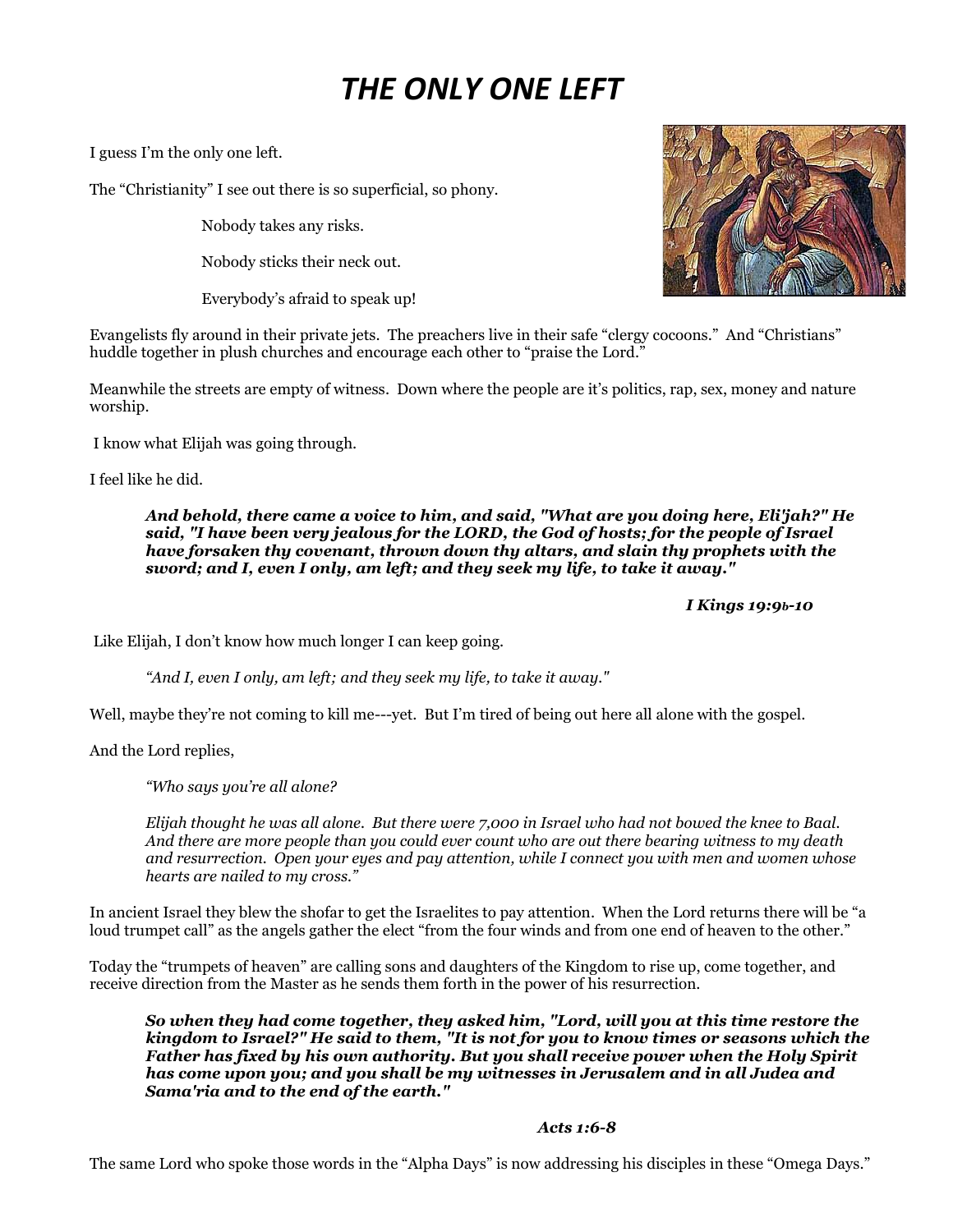# *THE ONLY ONE LEFT*

I guess I'm the only one left.

The "Christianity" I see out there is so superficial, so phony.

Nobody takes any risks.

Nobody sticks their neck out.

Everybody's afraid to speak up!

Evangelists fly around in their private jets. The preachers live in their safe "clergy cocoons." And "Christians" huddle together in plush churches and encourage each other to "praise the Lord."

Meanwhile the streets are empty of witness. Down where the people are it's politics, rap, sex, money and nature worship.

I know what Elijah was going through.

I feel like he did.

> ***And behold, there came a voice to him, and said, "What are you doing here, Eli'jah?" He said, "I have been very jealous for the LORD, the God of hosts; for the people of Israel have forsaken thy covenant, thrown down thy altars, and slain thy prophets with the sword; and I, even I only, am left; and they seek my life, to take it away."***
>
> ***I Kings 19:9b-10***

Like Elijah, I don't know how much longer I can keep going.

> *"And I, even I only, am left; and they seek my life, to take it away."*

Well, maybe they're not coming to kill me---yet. But I'm tired of being out here all alone with the gospel.

And the Lord replies,

> *"Who says you're all alone?*
>
> *Elijah thought he was all alone. But there were 7,000 in Israel who had not bowed the knee to Baal. And there are more people than you could ever count who are out there bearing witness to my death and resurrection. Open your eyes and pay attention, while I connect you with men and women whose hearts are nailed to my cross."*

In ancient Israel they blew the shofar to get the Israelites to pay attention. When the Lord returns there will be "a loud trumpet call" as the angels gather the elect "from the four winds and from one end of heaven to the other."

Today the "trumpets of heaven" are calling sons and daughters of the Kingdom to rise up, come together, and receive direction from the Master as he sends them forth in the power of his resurrection.

> ***So when they had come together, they asked him, "Lord, will you at this time restore the kingdom to Israel?" He said to them, "It is not for you to know times or seasons which the Father has fixed by his own authority. But you shall receive power when the Holy Spirit has come upon you; and you shall be my witnesses in Jerusalem and in all Judea and Sama'ria and to the end of the earth."***
>
> ***Acts 1:6-8***

The same Lord who spoke those words in the "Alpha Days" is now addressing his disciples in these "Omega Days."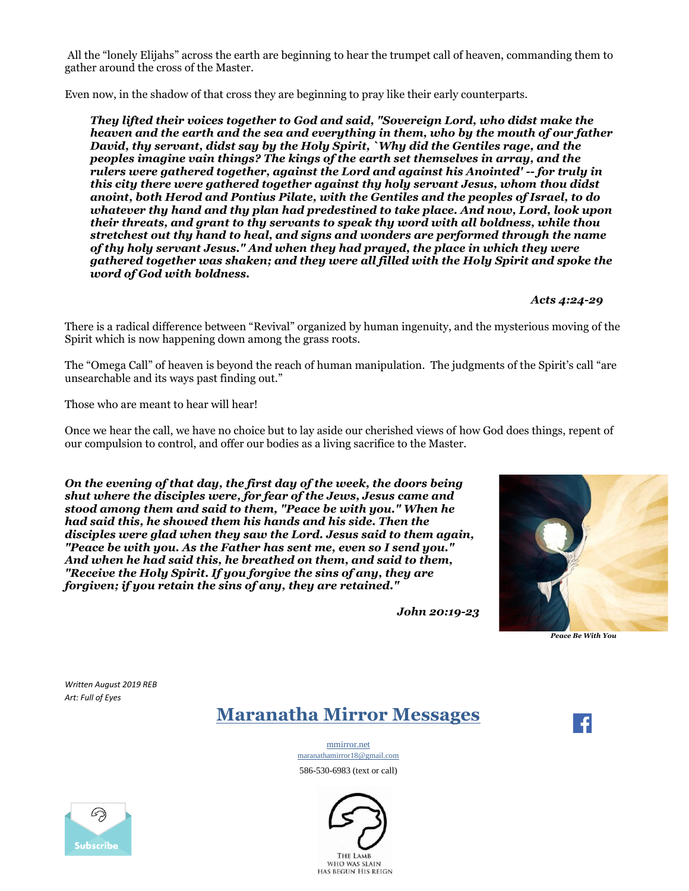All the "lonely Elijahs" across the earth are beginning to hear the trumpet call of heaven, commanding them to gather around the cross of the Master.

Even now, in the shadow of that cross they are beginning to pray like their early counterparts.

> ***They lifted their voices together to God and said, "Sovereign Lord, who didst make the heaven and the earth and the sea and everything in them, who by the mouth of our father David, thy servant, didst say by the Holy Spirit, `Why did the Gentiles rage, and the peoples imagine vain things? The kings of the earth set themselves in array, and the rulers were gathered together, against the Lord and against his Anointed' -- for truly in this city there were gathered together against thy holy servant Jesus, whom thou didst anoint, both Herod and Pontius Pilate, with the Gentiles and the peoples of Israel, to do whatever thy hand and thy plan had predestined to take place. And now, Lord, look upon their threats, and grant to thy servants to speak thy word with all boldness, while thou stretchest out thy hand to heal, and signs and wonders are performed through the name of thy holy servant Jesus." And when they had prayed, the place in which they were gathered together was shaken; and they were all filled with the Holy Spirit and spoke the word of God with boldness.***
>
> ***Acts 4:24-29***

There is a radical difference between "Revival" organized by human ingenuity, and the mysterious moving of the Spirit which is now happening down among the grass roots.

The "Omega Call" of heaven is beyond the reach of human manipulation. The judgments of the Spirit's call "are unsearchable and its ways past finding out."

Those who are meant to hear will hear!

Once we hear the call, we have no choice but to lay aside our cherished views of how God does things, repent of our compulsion to control, and offer our bodies as a living sacrifice to the Master.

***On the evening of that day, the first day of the week, the doors being shut where the disciples were, for fear of the Jews, Jesus came and stood among them and said to them, "Peace be with you." When he had said this, he showed them his hands and his side. Then the disciples were glad when they saw the Lord. Jesus said to them again, "Peace be with you. As the Father has sent me, even so I send you." And when he had said this, he breathed on them, and said to them, "Receive the Holy Spirit. If you forgive the sins of any, they are forgiven; if you retain the sins of any, they are retained."***

***John 20:19-23***

***Peace Be With You***

*Written August 2019 REB*
*Art: Full of Eyes*

## Maranatha Mirror Messages

mmirror.net
maranathamirror18@gmail.com
586-530-6983 (text or call)

Subscribe

THE LAMB WHO WAS SLAIN HAS BEGUN HIS REIGN